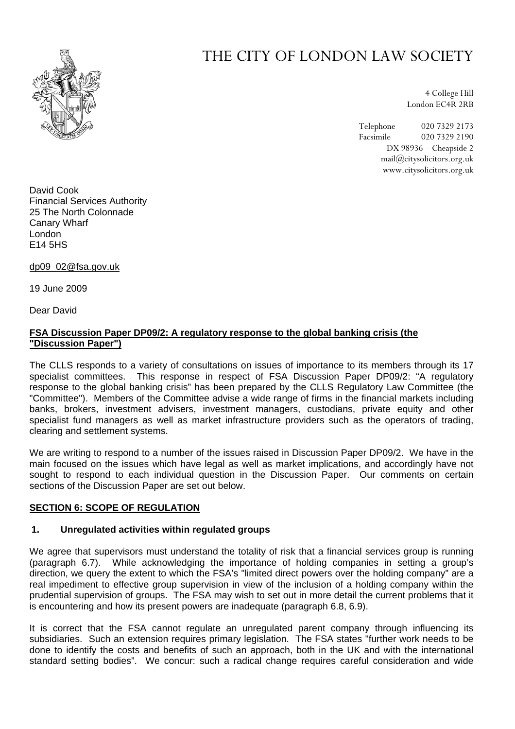# THE CITY OF LONDON LAW SOCIETY

4 College Hill
London EC4R 2RB

Telephone 020 7329 2173
Facsimile 020 7329 2190
DX 98936 – Cheapside 2
mail@citysolicitors.org.uk
www.citysolicitors.org.uk

David Cook
Financial Services Authority
25 The North Colonnade
Canary Wharf
London
E14 5HS

dp09_02@fsa.gov.uk

19 June 2009

Dear David

**FSA Discussion Paper DP09/2: A regulatory response to the global banking crisis (the "Discussion Paper")**

The CLLS responds to a variety of consultations on issues of importance to its members through its 17 specialist committees. This response in respect of FSA Discussion Paper DP09/2: "A regulatory response to the global banking crisis" has been prepared by the CLLS Regulatory Law Committee (the "Committee"). Members of the Committee advise a wide range of firms in the financial markets including banks, brokers, investment advisers, investment managers, custodians, private equity and other specialist fund managers as well as market infrastructure providers such as the operators of trading, clearing and settlement systems.

We are writing to respond to a number of the issues raised in Discussion Paper DP09/2. We have in the main focused on the issues which have legal as well as market implications, and accordingly have not sought to respond to each individual question in the Discussion Paper. Our comments on certain sections of the Discussion Paper are set out below.

## SECTION 6: SCOPE OF REGULATION

### 1. Unregulated activities within regulated groups

We agree that supervisors must understand the totality of risk that a financial services group is running (paragraph 6.7). While acknowledging the importance of holding companies in setting a group's direction, we query the extent to which the FSA's "limited direct powers over the holding company" are a real impediment to effective group supervision in view of the inclusion of a holding company within the prudential supervision of groups. The FSA may wish to set out in more detail the current problems that it is encountering and how its present powers are inadequate (paragraph 6.8, 6.9).

It is correct that the FSA cannot regulate an unregulated parent company through influencing its subsidiaries. Such an extension requires primary legislation. The FSA states "further work needs to be done to identify the costs and benefits of such an approach, both in the UK and with the international standard setting bodies". We concur: such a radical change requires careful consideration and wide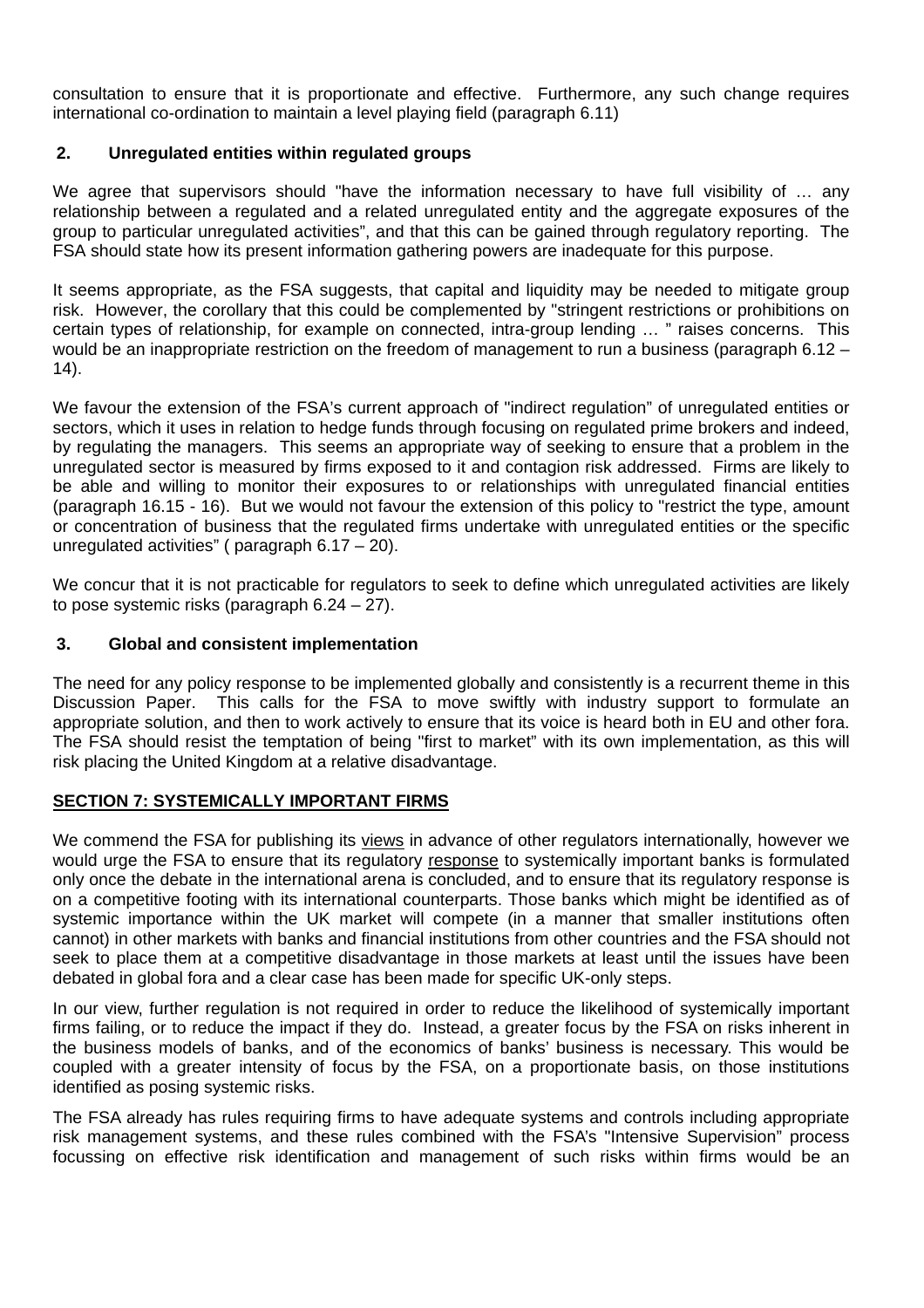consultation to ensure that it is proportionate and effective. Furthermore, any such change requires international co-ordination to maintain a level playing field (paragraph 6.11)

### 2. Unregulated entities within regulated groups

We agree that supervisors should "have the information necessary to have full visibility of … any relationship between a regulated and a related unregulated entity and the aggregate exposures of the group to particular unregulated activities", and that this can be gained through regulatory reporting. The FSA should state how its present information gathering powers are inadequate for this purpose.

It seems appropriate, as the FSA suggests, that capital and liquidity may be needed to mitigate group risk. However, the corollary that this could be complemented by "stringent restrictions or prohibitions on certain types of relationship, for example on connected, intra-group lending … " raises concerns. This would be an inappropriate restriction on the freedom of management to run a business (paragraph 6.12 – 14).

We favour the extension of the FSA's current approach of "indirect regulation" of unregulated entities or sectors, which it uses in relation to hedge funds through focusing on regulated prime brokers and indeed, by regulating the managers. This seems an appropriate way of seeking to ensure that a problem in the unregulated sector is measured by firms exposed to it and contagion risk addressed. Firms are likely to be able and willing to monitor their exposures to or relationships with unregulated financial entities (paragraph 16.15 - 16). But we would not favour the extension of this policy to "restrict the type, amount or concentration of business that the regulated firms undertake with unregulated entities or the specific unregulated activities" ( paragraph 6.17 – 20).

We concur that it is not practicable for regulators to seek to define which unregulated activities are likely to pose systemic risks (paragraph 6.24 – 27).

### 3. Global and consistent implementation

The need for any policy response to be implemented globally and consistently is a recurrent theme in this Discussion Paper. This calls for the FSA to move swiftly with industry support to formulate an appropriate solution, and then to work actively to ensure that its voice is heard both in EU and other fora. The FSA should resist the temptation of being "first to market" with its own implementation, as this will risk placing the United Kingdom at a relative disadvantage.

## SECTION 7: SYSTEMICALLY IMPORTANT FIRMS

We commend the FSA for publishing its views in advance of other regulators internationally, however we would urge the FSA to ensure that its regulatory response to systemically important banks is formulated only once the debate in the international arena is concluded, and to ensure that its regulatory response is on a competitive footing with its international counterparts. Those banks which might be identified as of systemic importance within the UK market will compete (in a manner that smaller institutions often cannot) in other markets with banks and financial institutions from other countries and the FSA should not seek to place them at a competitive disadvantage in those markets at least until the issues have been debated in global fora and a clear case has been made for specific UK-only steps.

In our view, further regulation is not required in order to reduce the likelihood of systemically important firms failing, or to reduce the impact if they do. Instead, a greater focus by the FSA on risks inherent in the business models of banks, and of the economics of banks' business is necessary. This would be coupled with a greater intensity of focus by the FSA, on a proportionate basis, on those institutions identified as posing systemic risks.

The FSA already has rules requiring firms to have adequate systems and controls including appropriate risk management systems, and these rules combined with the FSA's "Intensive Supervision" process focussing on effective risk identification and management of such risks within firms would be an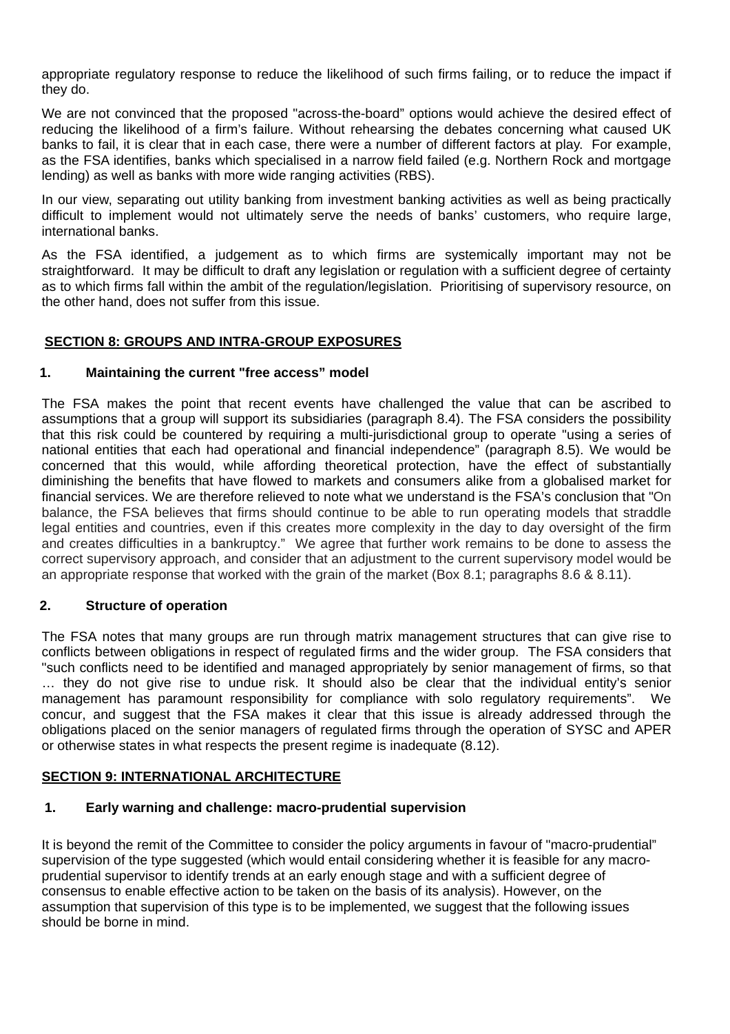appropriate regulatory response to reduce the likelihood of such firms failing, or to reduce the impact if they do.

We are not convinced that the proposed "across-the-board" options would achieve the desired effect of reducing the likelihood of a firm's failure. Without rehearsing the debates concerning what caused UK banks to fail, it is clear that in each case, there were a number of different factors at play. For example, as the FSA identifies, banks which specialised in a narrow field failed (e.g. Northern Rock and mortgage lending) as well as banks with more wide ranging activities (RBS).

In our view, separating out utility banking from investment banking activities as well as being practically difficult to implement would not ultimately serve the needs of banks' customers, who require large, international banks.

As the FSA identified, a judgement as to which firms are systemically important may not be straightforward. It may be difficult to draft any legislation or regulation with a sufficient degree of certainty as to which firms fall within the ambit of the regulation/legislation. Prioritising of supervisory resource, on the other hand, does not suffer from this issue.

## SECTION 8: GROUPS AND INTRA-GROUP EXPOSURES

### 1. Maintaining the current "free access" model

The FSA makes the point that recent events have challenged the value that can be ascribed to assumptions that a group will support its subsidiaries (paragraph 8.4). The FSA considers the possibility that this risk could be countered by requiring a multi-jurisdictional group to operate "using a series of national entities that each had operational and financial independence" (paragraph 8.5). We would be concerned that this would, while affording theoretical protection, have the effect of substantially diminishing the benefits that have flowed to markets and consumers alike from a globalised market for financial services. We are therefore relieved to note what we understand is the FSA's conclusion that "On balance, the FSA believes that firms should continue to be able to run operating models that straddle legal entities and countries, even if this creates more complexity in the day to day oversight of the firm and creates difficulties in a bankruptcy." We agree that further work remains to be done to assess the correct supervisory approach, and consider that an adjustment to the current supervisory model would be an appropriate response that worked with the grain of the market (Box 8.1; paragraphs 8.6 & 8.11).

### 2. Structure of operation

The FSA notes that many groups are run through matrix management structures that can give rise to conflicts between obligations in respect of regulated firms and the wider group. The FSA considers that "such conflicts need to be identified and managed appropriately by senior management of firms, so that … they do not give rise to undue risk. It should also be clear that the individual entity's senior management has paramount responsibility for compliance with solo regulatory requirements". We concur, and suggest that the FSA makes it clear that this issue is already addressed through the obligations placed on the senior managers of regulated firms through the operation of SYSC and APER or otherwise states in what respects the present regime is inadequate (8.12).

## SECTION 9: INTERNATIONAL ARCHITECTURE

### 1. Early warning and challenge: macro-prudential supervision

It is beyond the remit of the Committee to consider the policy arguments in favour of "macro-prudential" supervision of the type suggested (which would entail considering whether it is feasible for any macro-prudential supervisor to identify trends at an early enough stage and with a sufficient degree of consensus to enable effective action to be taken on the basis of its analysis). However, on the assumption that supervision of this type is to be implemented, we suggest that the following issues should be borne in mind.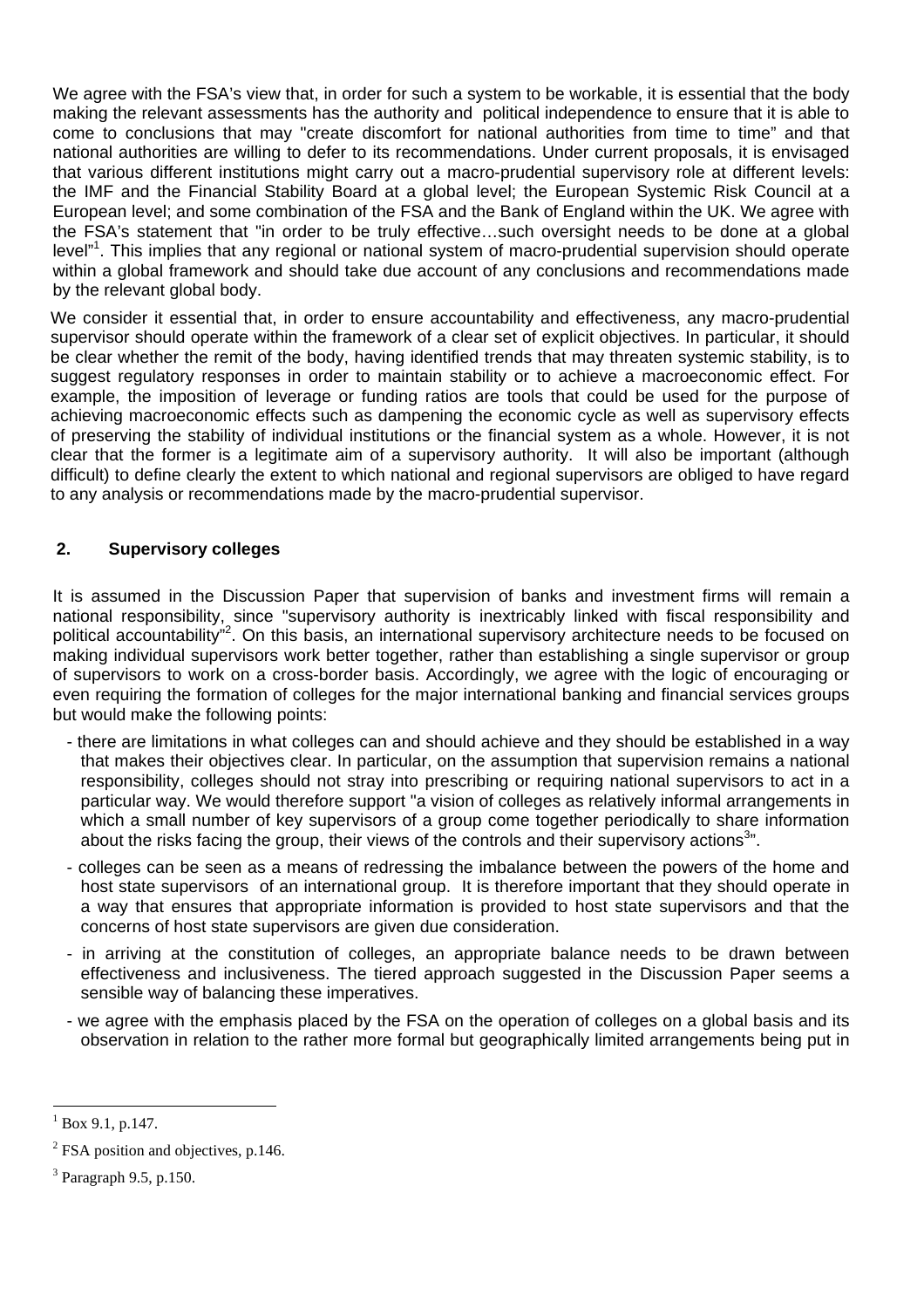We agree with the FSA's view that, in order for such a system to be workable, it is essential that the body making the relevant assessments has the authority and political independence to ensure that it is able to come to conclusions that may "create discomfort for national authorities from time to time" and that national authorities are willing to defer to its recommendations. Under current proposals, it is envisaged that various different institutions might carry out a macro-prudential supervisory role at different levels: the IMF and the Financial Stability Board at a global level; the European Systemic Risk Council at a European level; and some combination of the FSA and the Bank of England within the UK. We agree with the FSA's statement that "in order to be truly effective…such oversight needs to be done at a global level"[1]. This implies that any regional or national system of macro-prudential supervision should operate within a global framework and should take due account of any conclusions and recommendations made by the relevant global body.

We consider it essential that, in order to ensure accountability and effectiveness, any macro-prudential supervisor should operate within the framework of a clear set of explicit objectives. In particular, it should be clear whether the remit of the body, having identified trends that may threaten systemic stability, is to suggest regulatory responses in order to maintain stability or to achieve a macroeconomic effect. For example, the imposition of leverage or funding ratios are tools that could be used for the purpose of achieving macroeconomic effects such as dampening the economic cycle as well as supervisory effects of preserving the stability of individual institutions or the financial system as a whole. However, it is not clear that the former is a legitimate aim of a supervisory authority. It will also be important (although difficult) to define clearly the extent to which national and regional supervisors are obliged to have regard to any analysis or recommendations made by the macro-prudential supervisor.

## 2. Supervisory colleges

It is assumed in the Discussion Paper that supervision of banks and investment firms will remain a national responsibility, since "supervisory authority is inextricably linked with fiscal responsibility and political accountability"[2]. On this basis, an international supervisory architecture needs to be focused on making individual supervisors work better together, rather than establishing a single supervisor or group of supervisors to work on a cross-border basis. Accordingly, we agree with the logic of encouraging or even requiring the formation of colleges for the major international banking and financial services groups but would make the following points:

- there are limitations in what colleges can and should achieve and they should be established in a way that makes their objectives clear. In particular, on the assumption that supervision remains a national responsibility, colleges should not stray into prescribing or requiring national supervisors to act in a particular way. We would therefore support "a vision of colleges as relatively informal arrangements in which a small number of key supervisors of a group come together periodically to share information about the risks facing the group, their views of the controls and their supervisory actions[3]".
- colleges can be seen as a means of redressing the imbalance between the powers of the home and host state supervisors of an international group. It is therefore important that they should operate in a way that ensures that appropriate information is provided to host state supervisors and that the concerns of host state supervisors are given due consideration.
- in arriving at the constitution of colleges, an appropriate balance needs to be drawn between effectiveness and inclusiveness. The tiered approach suggested in the Discussion Paper seems a sensible way of balancing these imperatives.
- we agree with the emphasis placed by the FSA on the operation of colleges on a global basis and its observation in relation to the rather more formal but geographically limited arrangements being put in

---

[1] Box 9.1, p.147.

[2] FSA position and objectives, p.146.

[3] Paragraph 9.5, p.150.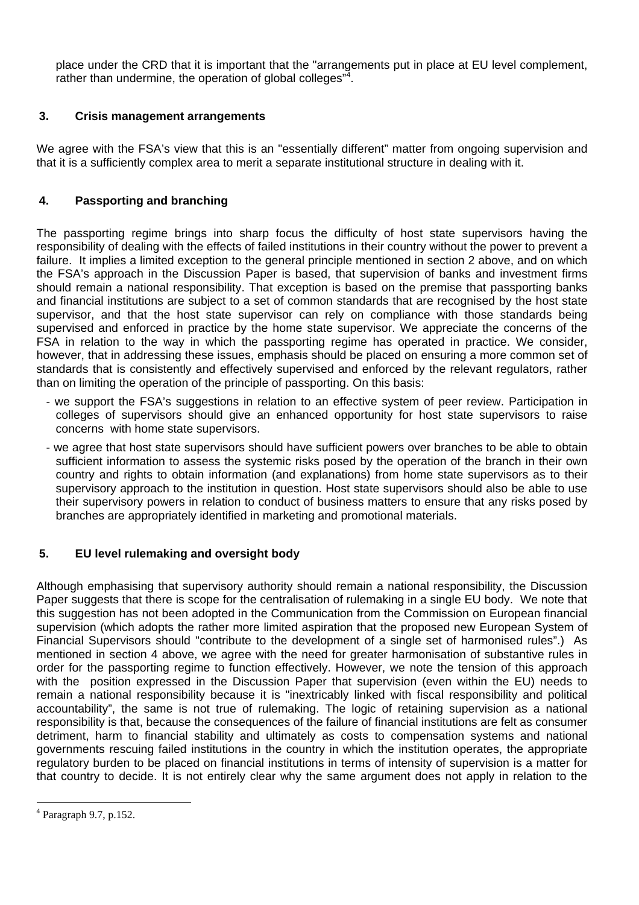place under the CRD that it is important that the "arrangements put in place at EU level complement, rather than undermine, the operation of global colleges"[4].

## 3. Crisis management arrangements

We agree with the FSA's view that this is an "essentially different" matter from ongoing supervision and that it is a sufficiently complex area to merit a separate institutional structure in dealing with it.

## 4. Passporting and branching

The passporting regime brings into sharp focus the difficulty of host state supervisors having the responsibility of dealing with the effects of failed institutions in their country without the power to prevent a failure. It implies a limited exception to the general principle mentioned in section 2 above, and on which the FSA's approach in the Discussion Paper is based, that supervision of banks and investment firms should remain a national responsibility. That exception is based on the premise that passporting banks and financial institutions are subject to a set of common standards that are recognised by the host state supervisor, and that the host state supervisor can rely on compliance with those standards being supervised and enforced in practice by the home state supervisor. We appreciate the concerns of the FSA in relation to the way in which the passporting regime has operated in practice. We consider, however, that in addressing these issues, emphasis should be placed on ensuring a more common set of standards that is consistently and effectively supervised and enforced by the relevant regulators, rather than on limiting the operation of the principle of passporting. On this basis:

- we support the FSA's suggestions in relation to an effective system of peer review. Participation in colleges of supervisors should give an enhanced opportunity for host state supervisors to raise concerns with home state supervisors.
- we agree that host state supervisors should have sufficient powers over branches to be able to obtain sufficient information to assess the systemic risks posed by the operation of the branch in their own country and rights to obtain information (and explanations) from home state supervisors as to their supervisory approach to the institution in question. Host state supervisors should also be able to use their supervisory powers in relation to conduct of business matters to ensure that any risks posed by branches are appropriately identified in marketing and promotional materials.

## 5. EU level rulemaking and oversight body

Although emphasising that supervisory authority should remain a national responsibility, the Discussion Paper suggests that there is scope for the centralisation of rulemaking in a single EU body. We note that this suggestion has not been adopted in the Communication from the Commission on European financial supervision (which adopts the rather more limited aspiration that the proposed new European System of Financial Supervisors should "contribute to the development of a single set of harmonised rules".) As mentioned in section 4 above, we agree with the need for greater harmonisation of substantive rules in order for the passporting regime to function effectively. However, we note the tension of this approach with the position expressed in the Discussion Paper that supervision (even within the EU) needs to remain a national responsibility because it is "inextricably linked with fiscal responsibility and political accountability", the same is not true of rulemaking. The logic of retaining supervision as a national responsibility is that, because the consequences of the failure of financial institutions are felt as consumer detriment, harm to financial stability and ultimately as costs to compensation systems and national governments rescuing failed institutions in the country in which the institution operates, the appropriate regulatory burden to be placed on financial institutions in terms of intensity of supervision is a matter for that country to decide. It is not entirely clear why the same argument does not apply in relation to the

[4] Paragraph 9.7, p.152.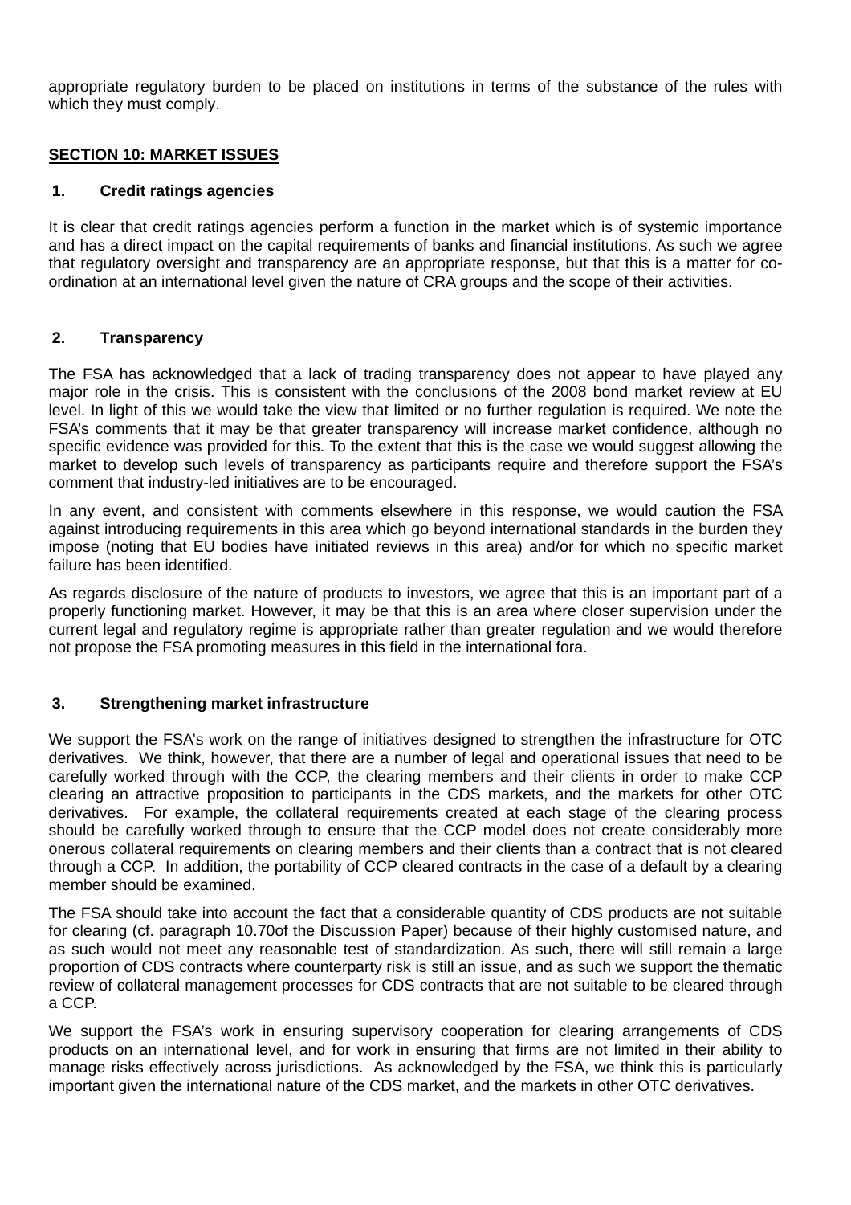appropriate regulatory burden to be placed on institutions in terms of the substance of the rules with which they must comply.

## SECTION 10: MARKET ISSUES

### 1. Credit ratings agencies

It is clear that credit ratings agencies perform a function in the market which is of systemic importance and has a direct impact on the capital requirements of banks and financial institutions. As such we agree that regulatory oversight and transparency are an appropriate response, but that this is a matter for co-ordination at an international level given the nature of CRA groups and the scope of their activities.

### 2. Transparency

The FSA has acknowledged that a lack of trading transparency does not appear to have played any major role in the crisis. This is consistent with the conclusions of the 2008 bond market review at EU level. In light of this we would take the view that limited or no further regulation is required. We note the FSA's comments that it may be that greater transparency will increase market confidence, although no specific evidence was provided for this. To the extent that this is the case we would suggest allowing the market to develop such levels of transparency as participants require and therefore support the FSA's comment that industry-led initiatives are to be encouraged.

In any event, and consistent with comments elsewhere in this response, we would caution the FSA against introducing requirements in this area which go beyond international standards in the burden they impose (noting that EU bodies have initiated reviews in this area) and/or for which no specific market failure has been identified.

As regards disclosure of the nature of products to investors, we agree that this is an important part of a properly functioning market. However, it may be that this is an area where closer supervision under the current legal and regulatory regime is appropriate rather than greater regulation and we would therefore not propose the FSA promoting measures in this field in the international fora.

### 3. Strengthening market infrastructure

We support the FSA's work on the range of initiatives designed to strengthen the infrastructure for OTC derivatives. We think, however, that there are a number of legal and operational issues that need to be carefully worked through with the CCP, the clearing members and their clients in order to make CCP clearing an attractive proposition to participants in the CDS markets, and the markets for other OTC derivatives. For example, the collateral requirements created at each stage of the clearing process should be carefully worked through to ensure that the CCP model does not create considerably more onerous collateral requirements on clearing members and their clients than a contract that is not cleared through a CCP. In addition, the portability of CCP cleared contracts in the case of a default by a clearing member should be examined.

The FSA should take into account the fact that a considerable quantity of CDS products are not suitable for clearing (cf. paragraph 10.70of the Discussion Paper) because of their highly customised nature, and as such would not meet any reasonable test of standardization. As such, there will still remain a large proportion of CDS contracts where counterparty risk is still an issue, and as such we support the thematic review of collateral management processes for CDS contracts that are not suitable to be cleared through a CCP.

We support the FSA's work in ensuring supervisory cooperation for clearing arrangements of CDS products on an international level, and for work in ensuring that firms are not limited in their ability to manage risks effectively across jurisdictions. As acknowledged by the FSA, we think this is particularly important given the international nature of the CDS market, and the markets in other OTC derivatives.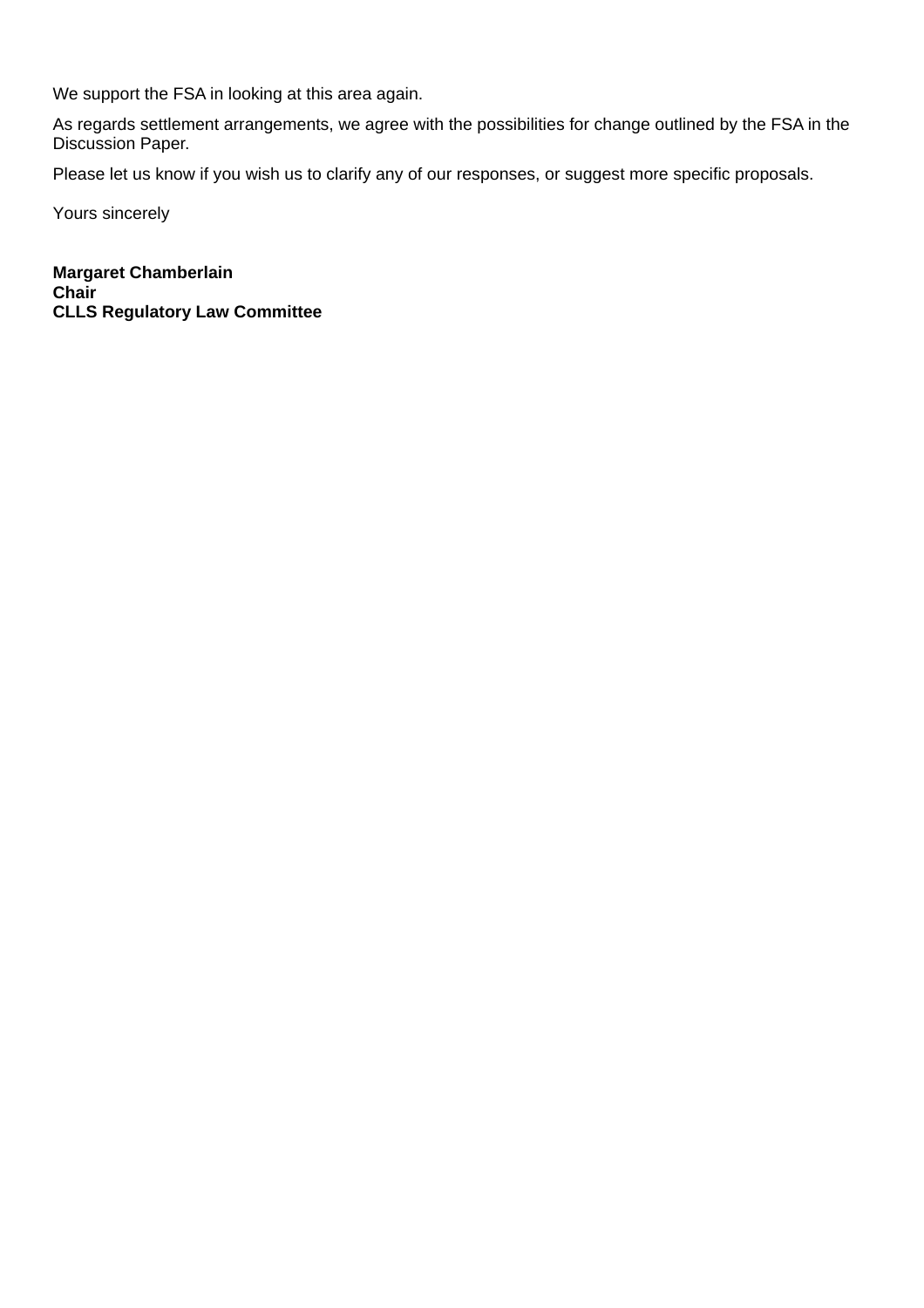We support the FSA in looking at this area again.

As regards settlement arrangements, we agree with the possibilities for change outlined by the FSA in the Discussion Paper.

Please let us know if you wish us to clarify any of our responses, or suggest more specific proposals.

Yours sincerely

**Margaret Chamberlain**
**Chair**
**CLLS Regulatory Law Committee**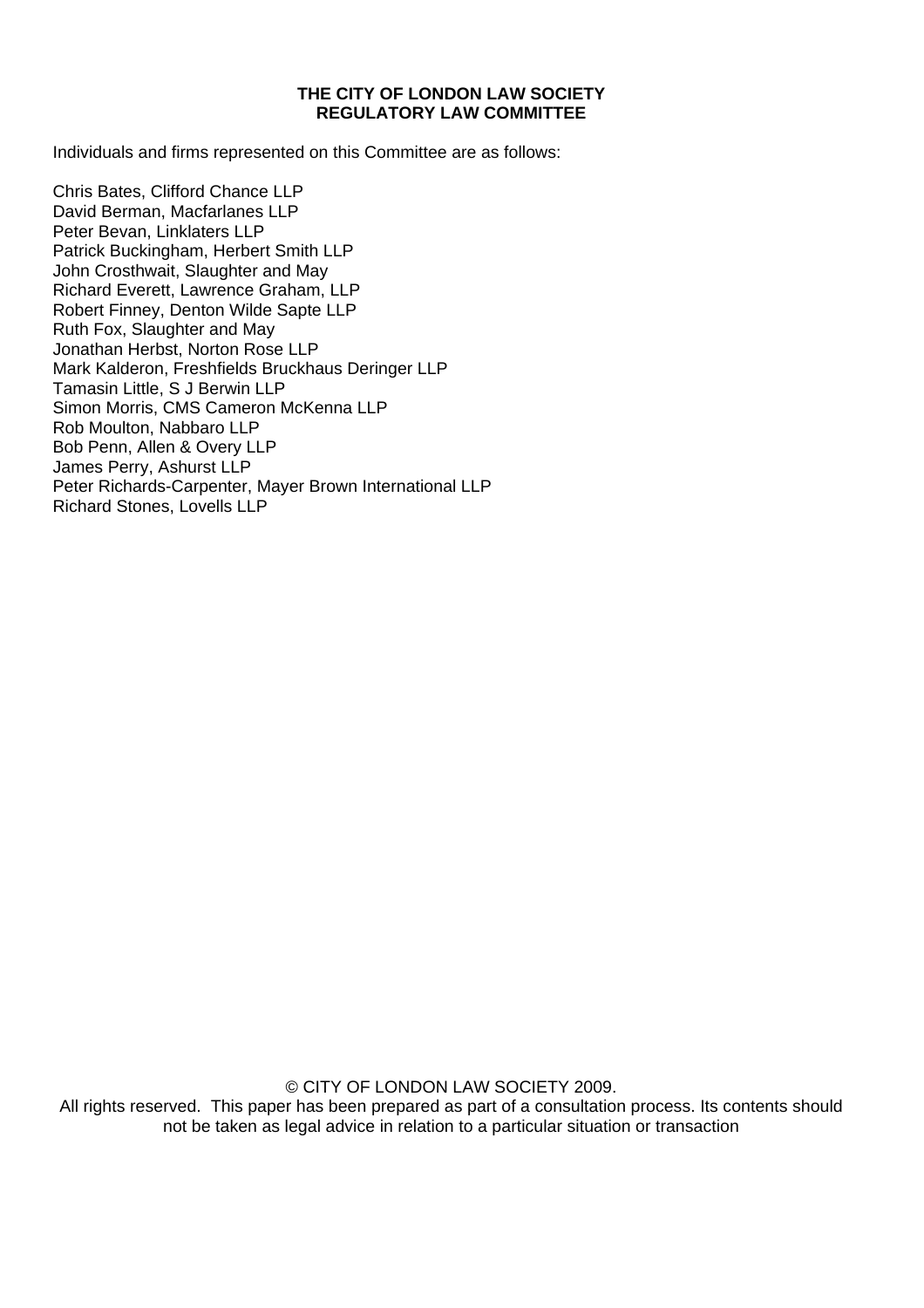**THE CITY OF LONDON LAW SOCIETY**
**REGULATORY LAW COMMITTEE**

Individuals and firms represented on this Committee are as follows:

Chris Bates, Clifford Chance LLP
David Berman, Macfarlanes LLP
Peter Bevan, Linklaters LLP
Patrick Buckingham, Herbert Smith LLP
John Crosthwait, Slaughter and May
Richard Everett, Lawrence Graham, LLP
Robert Finney, Denton Wilde Sapte LLP
Ruth Fox, Slaughter and May
Jonathan Herbst, Norton Rose LLP
Mark Kalderon, Freshfields Bruckhaus Deringer LLP
Tamasin Little, S J Berwin LLP
Simon Morris, CMS Cameron McKenna LLP
Rob Moulton, Nabbaro LLP
Bob Penn, Allen & Overy LLP
James Perry, Ashurst LLP
Peter Richards-Carpenter, Mayer Brown International LLP
Richard Stones, Lovells LLP

© CITY OF LONDON LAW SOCIETY 2009.
All rights reserved. This paper has been prepared as part of a consultation process. Its contents should not be taken as legal advice in relation to a particular situation or transaction